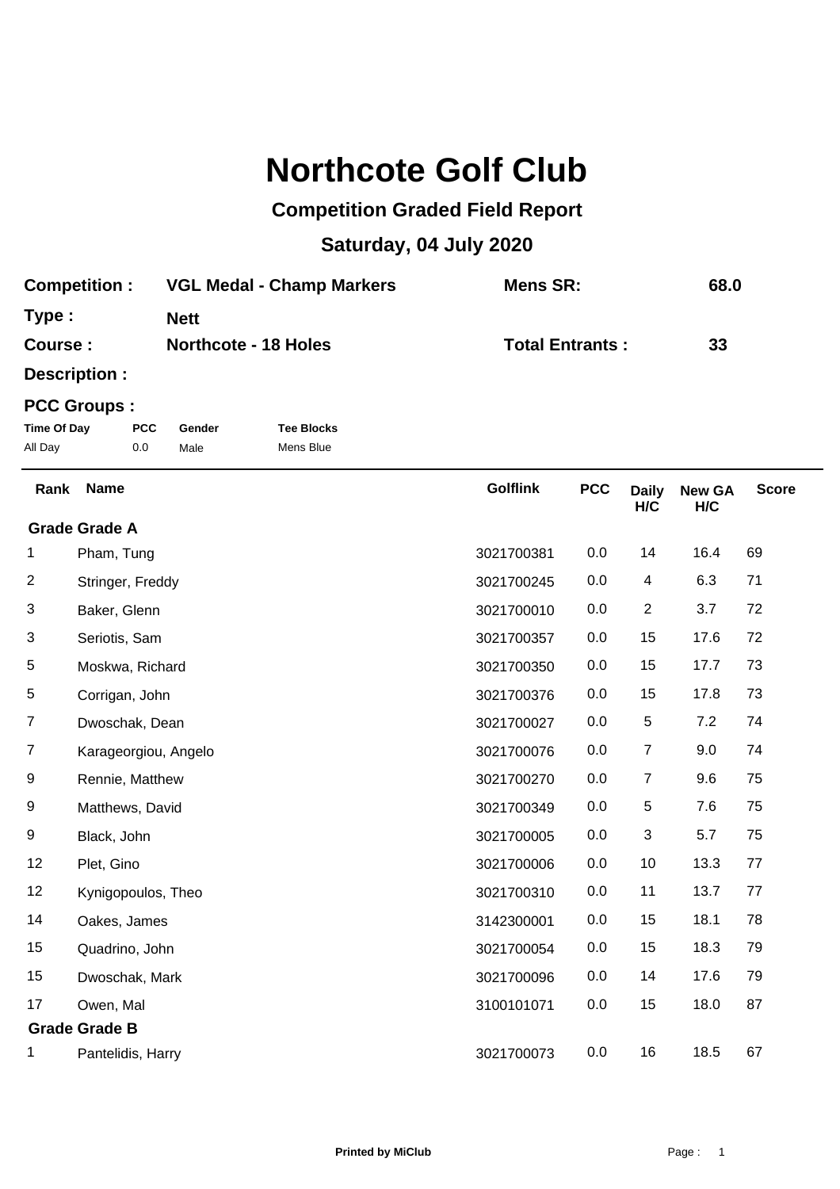# Northcote Golf Club

## Competition Graded Field Report

## Saturday, 04 July 2020

**Competition :** VGL Medal - Champ Markers  **Mens SR:** 68.0

**Type :** Nett

**Course :** Northcote - 18 Holes  **Total Entrants :** 33

**Description :**

**PCC Groups :**

| Time Of Day | PCC | Gender | Tee Blocks |
|---|---|---|---|
| All Day | 0.0 | Male | Mens Blue |

| Rank | Name | Golflink | PCC | Daily H/C | New GA H/C | Score |
|---|---|---|---|---|---|---|
| **Grade Grade A** | | | | | | |
| 1 | Pham, Tung | 3021700381 | 0.0 | 14 | 16.4 | 69 |
| 2 | Stringer, Freddy | 3021700245 | 0.0 | 4 | 6.3 | 71 |
| 3 | Baker, Glenn | 3021700010 | 0.0 | 2 | 3.7 | 72 |
| 3 | Seriotis, Sam | 3021700357 | 0.0 | 15 | 17.6 | 72 |
| 5 | Moskwa, Richard | 3021700350 | 0.0 | 15 | 17.7 | 73 |
| 5 | Corrigan, John | 3021700376 | 0.0 | 15 | 17.8 | 73 |
| 7 | Dwoschak, Dean | 3021700027 | 0.0 | 5 | 7.2 | 74 |
| 7 | Karageorgiou, Angelo | 3021700076 | 0.0 | 7 | 9.0 | 74 |
| 9 | Rennie, Matthew | 3021700270 | 0.0 | 7 | 9.6 | 75 |
| 9 | Matthews, David | 3021700349 | 0.0 | 5 | 7.6 | 75 |
| 9 | Black, John | 3021700005 | 0.0 | 3 | 5.7 | 75 |
| 12 | Plet, Gino | 3021700006 | 0.0 | 10 | 13.3 | 77 |
| 12 | Kynigopoulos, Theo | 3021700310 | 0.0 | 11 | 13.7 | 77 |
| 14 | Oakes, James | 3142300001 | 0.0 | 15 | 18.1 | 78 |
| 15 | Quadrino, John | 3021700054 | 0.0 | 15 | 18.3 | 79 |
| 15 | Dwoschak, Mark | 3021700096 | 0.0 | 14 | 17.6 | 79 |
| 17 | Owen, Mal | 3100101071 | 0.0 | 15 | 18.0 | 87 |
| **Grade Grade B** | | | | | | |
| 1 | Pantelidis, Harry | 3021700073 | 0.0 | 16 | 18.5 | 67 |

Printed by MiClub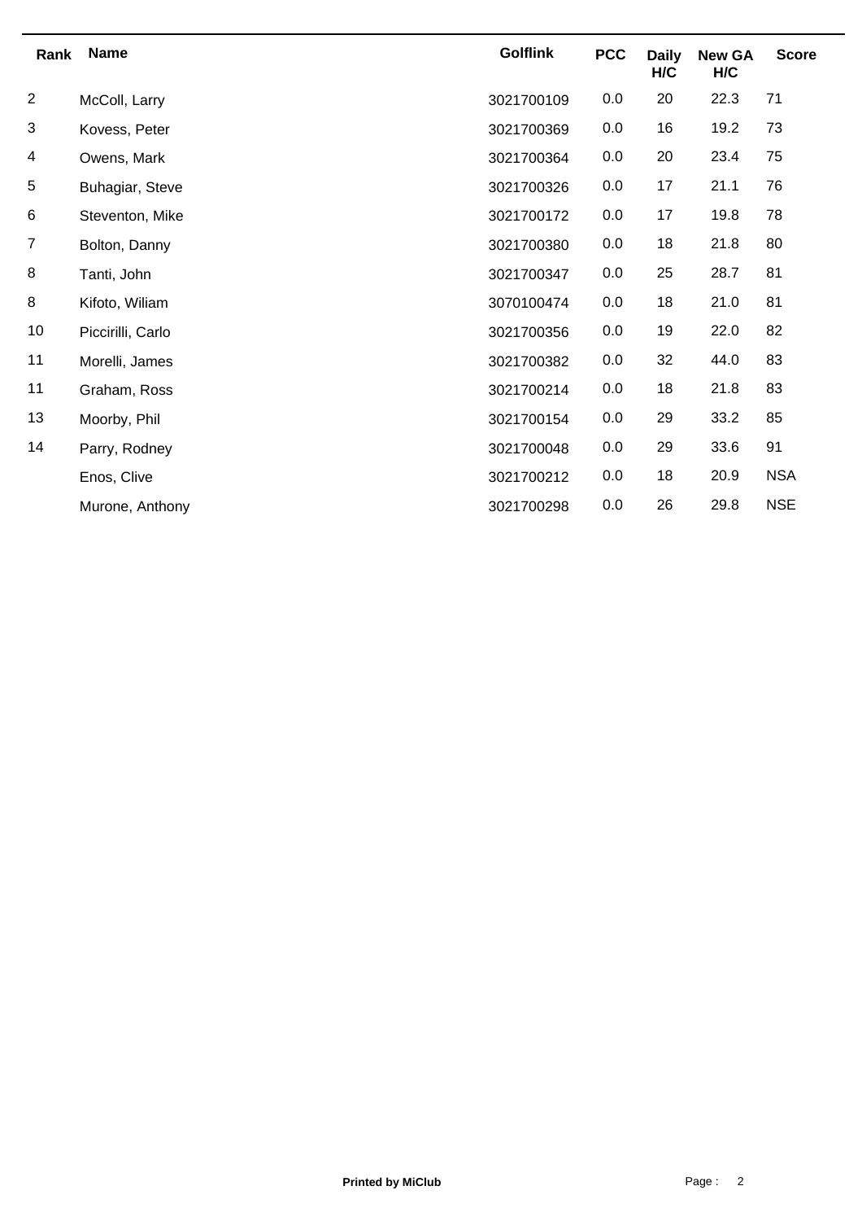| Rank | Name | Golflink | PCC | Daily H/C | New GA H/C | Score |
| --- | --- | --- | --- | --- | --- | --- |
| 2 | McColl, Larry | 3021700109 | 0.0 | 20 | 22.3 | 71 |
| 3 | Kovess, Peter | 3021700369 | 0.0 | 16 | 19.2 | 73 |
| 4 | Owens, Mark | 3021700364 | 0.0 | 20 | 23.4 | 75 |
| 5 | Buhagiar, Steve | 3021700326 | 0.0 | 17 | 21.1 | 76 |
| 6 | Steventon, Mike | 3021700172 | 0.0 | 17 | 19.8 | 78 |
| 7 | Bolton, Danny | 3021700380 | 0.0 | 18 | 21.8 | 80 |
| 8 | Tanti, John | 3021700347 | 0.0 | 25 | 28.7 | 81 |
| 8 | Kifoto, Wiliam | 3070100474 | 0.0 | 18 | 21.0 | 81 |
| 10 | Piccirilli, Carlo | 3021700356 | 0.0 | 19 | 22.0 | 82 |
| 11 | Morelli, James | 3021700382 | 0.0 | 32 | 44.0 | 83 |
| 11 | Graham, Ross | 3021700214 | 0.0 | 18 | 21.8 | 83 |
| 13 | Moorby, Phil | 3021700154 | 0.0 | 29 | 33.2 | 85 |
| 14 | Parry, Rodney | 3021700048 | 0.0 | 29 | 33.6 | 91 |
| | Enos, Clive | 3021700212 | 0.0 | 18 | 20.9 | NSA |
| | Murone, Anthony | 3021700298 | 0.0 | 26 | 29.8 | NSE |

**Printed by MiClub**